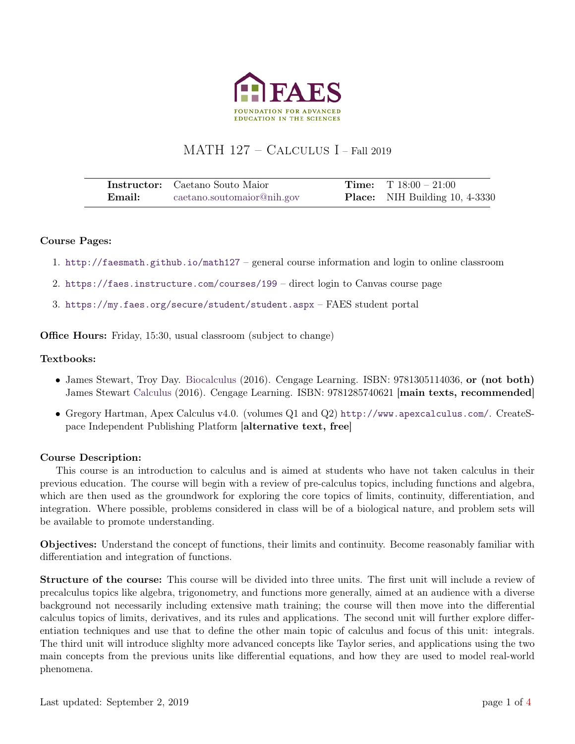FAES

FOUNDATION FOR ADVANCED EDUCATION IN THE SCIENCES

# MATH 127 – Calculus I – Fall 2019

| | | | |
|---|---|---|---|
| **Instructor:** | Caetano Souto Maior | **Time:** | T 18:00 – 21:00 |
| **Email:** | caetano.soutomaior@nih.gov | **Place:** | NIH Building 10, 4-3330 |

**Course Pages:**

1. http://faesmath.github.io/math127 – general course information and login to online classroom
2. https://faes.instructure.com/courses/199 – direct login to Canvas course page
3. https://my.faes.org/secure/student/student.aspx – FAES student portal

**Office Hours:** Friday, 15:30, usual classroom (subject to change)

**Textbooks:**

- James Stewart, Troy Day. Biocalculus (2016). Cengage Learning. ISBN: 9781305114036, **or (not both)** James Stewart Calculus (2016). Cengage Learning. ISBN: 9781285740621 **[main texts, recommended]**
- Gregory Hartman, Apex Calculus v4.0. (volumes Q1 and Q2) http://www.apexcalculus.com/. CreateSpace Independent Publishing Platform **[alternative text, free]**

**Course Description:**

This course is an introduction to calculus and is aimed at students who have not taken calculus in their previous education. The course will begin with a review of pre-calculus topics, including functions and algebra, which are then used as the groundwork for exploring the core topics of limits, continuity, differentiation, and integration. Where possible, problems considered in class will be of a biological nature, and problem sets will be available to promote understanding.

**Objectives:** Understand the concept of functions, their limits and continuity. Become reasonably familiar with differentiation and integration of functions.

**Structure of the course:** This course will be divided into three units. The first unit will include a review of precalculus topics like algebra, trigonometry, and functions more generally, aimed at an audience with a diverse background not necessarily including extensive math training; the course will then move into the differential calculus topics of limits, derivatives, and its rules and applications. The second unit will further explore differentiation techniques and use that to define the other main topic of calculus and focus of this unit: integrals. The third unit will introduce slighlty more advanced concepts like Taylor series, and applications using the two main concepts from the previous units like differential equations, and how they are used to model real-world phenomena.

Last updated: September 2, 2019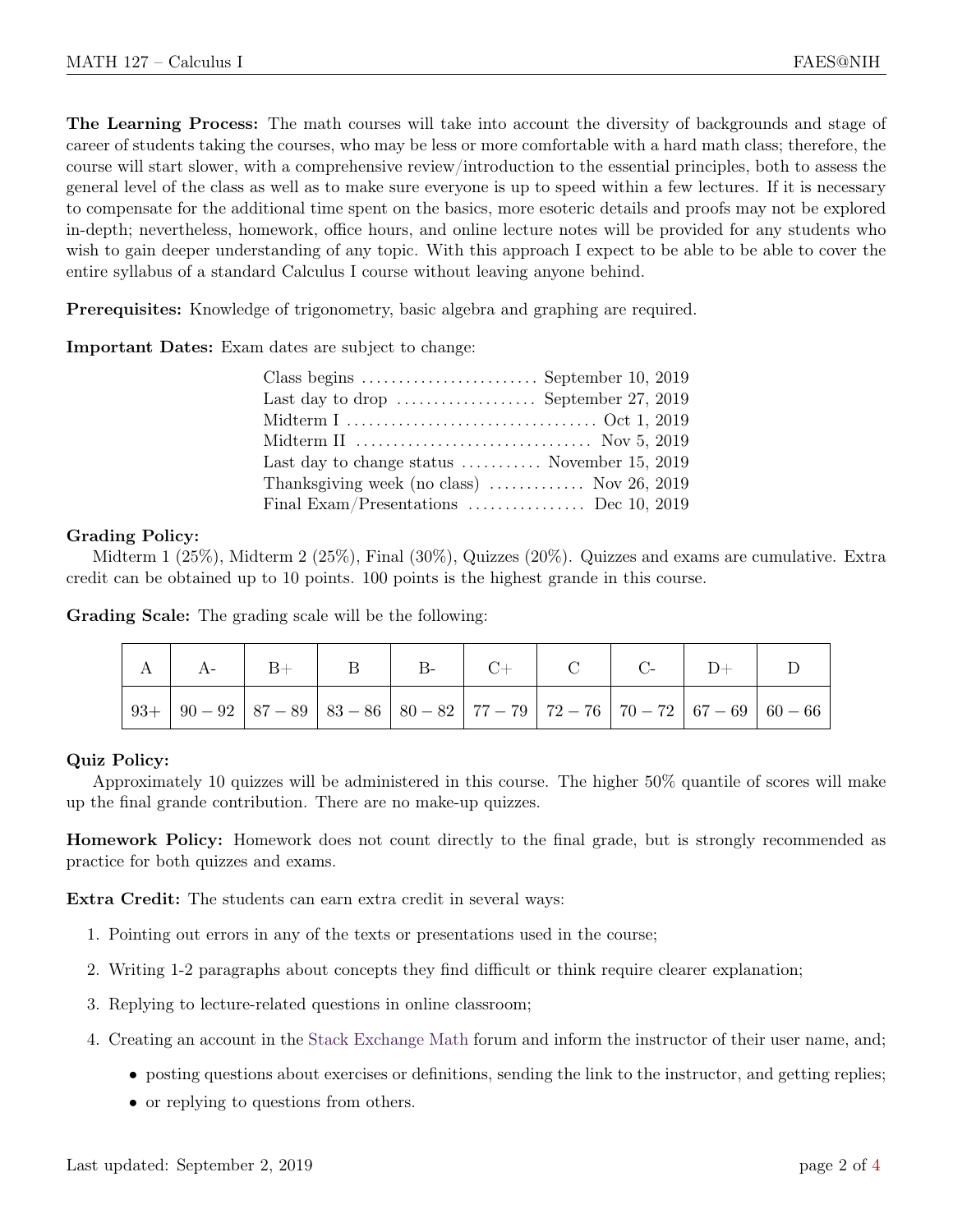**The Learning Process:** The math courses will take into account the diversity of backgrounds and stage of career of students taking the courses, who may be less or more comfortable with a hard math class; therefore, the course will start slower, with a comprehensive review/introduction to the essential principles, both to assess the general level of the class as well as to make sure everyone is up to speed within a few lectures. If it is necessary to compensate for the additional time spent on the basics, more esoteric details and proofs may not be explored in-depth; nevertheless, homework, office hours, and online lecture notes will be provided for any students who wish to gain deeper understanding of any topic. With this approach I expect to be able to be able to cover the entire syllabus of a standard Calculus I course without leaving anyone behind.

**Prerequisites:** Knowledge of trigonometry, basic algebra and graphing are required.

**Important Dates:** Exam dates are subject to change:

- Class begins .......................... September 10, 2019
- Last day to drop .................... September 27, 2019
- Midterm I ................................... Oct 1, 2019
- Midterm II .................................. Nov 5, 2019
- Last day to change status ........... November 15, 2019
- Thanksgiving week (no class) ............ Nov 26, 2019
- Final Exam/Presentations ................ Dec 10, 2019

**Grading Policy:**

Midterm 1 (25%), Midterm 2 (25%), Final (30%), Quizzes (20%). Quizzes and exams are cumulative. Extra credit can be obtained up to 10 points. 100 points is the highest grande in this course.

**Grading Scale:** The grading scale will be the following:

| A | A- | B+ | B | B- | C+ | C | C- | D+ | D |
|---|---|---|---|---|---|---|---|---|---|
| 93+ | $90-92$ | $87-89$ | $83-86$ | $80-82$ | $77-79$ | $72-76$ | $70-72$ | $67-69$ | $60-66$ |

**Quiz Policy:**

Approximately 10 quizzes will be administered in this course. The higher 50% quantile of scores will make up the final grande contribution. There are no make-up quizzes.

**Homework Policy:** Homework does not count directly to the final grade, but is strongly recommended as practice for both quizzes and exams.

**Extra Credit:** The students can earn extra credit in several ways:

1. Pointing out errors in any of the texts or presentations used in the course;
2. Writing 1-2 paragraphs about concepts they find difficult or think require clearer explanation;
3. Replying to lecture-related questions in online classroom;
4. Creating an account in the Stack Exchange Math forum and inform the instructor of their user name, and;
   - posting questions about exercises or definitions, sending the link to the instructor, and getting replies;
   - or replying to questions from others.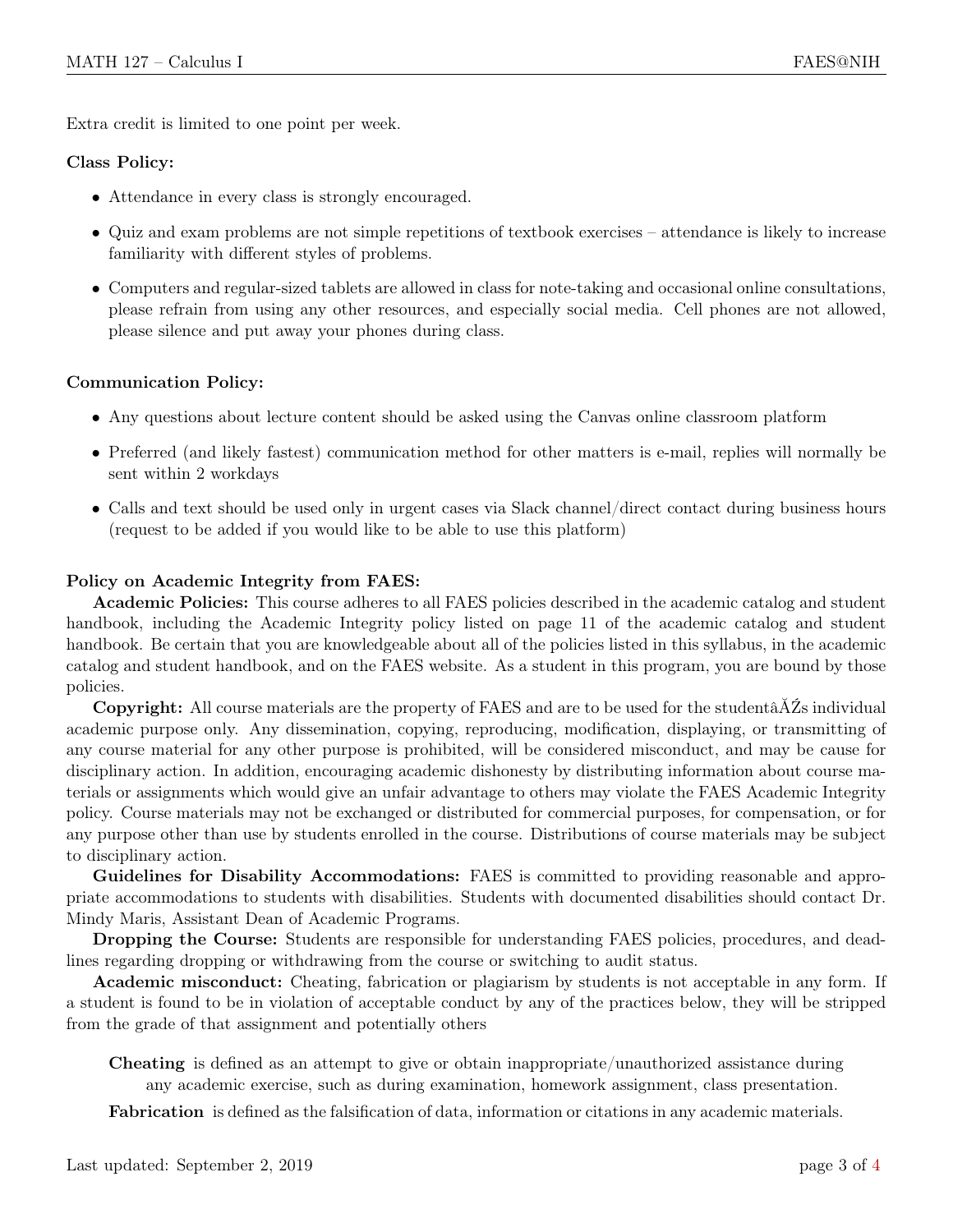Extra credit is limited to one point per week.

**Class Policy:**

- Attendance in every class is strongly encouraged.
- Quiz and exam problems are not simple repetitions of textbook exercises – attendance is likely to increase familiarity with different styles of problems.
- Computers and regular-sized tablets are allowed in class for note-taking and occasional online consultations, please refrain from using any other resources, and especially social media. Cell phones are not allowed, please silence and put away your phones during class.

**Communication Policy:**

- Any questions about lecture content should be asked using the Canvas online classroom platform
- Preferred (and likely fastest) communication method for other matters is e-mail, replies will normally be sent within 2 workdays
- Calls and text should be used only in urgent cases via Slack channel/direct contact during business hours (request to be added if you would like to be able to use this platform)

**Policy on Academic Integrity from FAES:**

**Academic Policies:** This course adheres to all FAES policies described in the academic catalog and student handbook, including the Academic Integrity policy listed on page 11 of the academic catalog and student handbook. Be certain that you are knowledgeable about all of the policies listed in this syllabus, in the academic catalog and student handbook, and on the FAES website. As a student in this program, you are bound by those policies.

**Copyright:** All course materials are the property of FAES and are to be used for the studentâĂŹs individual academic purpose only. Any dissemination, copying, reproducing, modification, displaying, or transmitting of any course material for any other purpose is prohibited, will be considered misconduct, and may be cause for disciplinary action. In addition, encouraging academic dishonesty by distributing information about course materials or assignments which would give an unfair advantage to others may violate the FAES Academic Integrity policy. Course materials may not be exchanged or distributed for commercial purposes, for compensation, or for any purpose other than use by students enrolled in the course. Distributions of course materials may be subject to disciplinary action.

**Guidelines for Disability Accommodations:** FAES is committed to providing reasonable and appropriate accommodations to students with disabilities. Students with documented disabilities should contact Dr. Mindy Maris, Assistant Dean of Academic Programs.

**Dropping the Course:** Students are responsible for understanding FAES policies, procedures, and deadlines regarding dropping or withdrawing from the course or switching to audit status.

**Academic misconduct:** Cheating, fabrication or plagiarism by students is not acceptable in any form. If a student is found to be in violation of acceptable conduct by any of the practices below, they will be stripped from the grade of that assignment and potentially others

**Cheating** is defined as an attempt to give or obtain inappropriate/unauthorized assistance during any academic exercise, such as during examination, homework assignment, class presentation.

**Fabrication** is defined as the falsification of data, information or citations in any academic materials.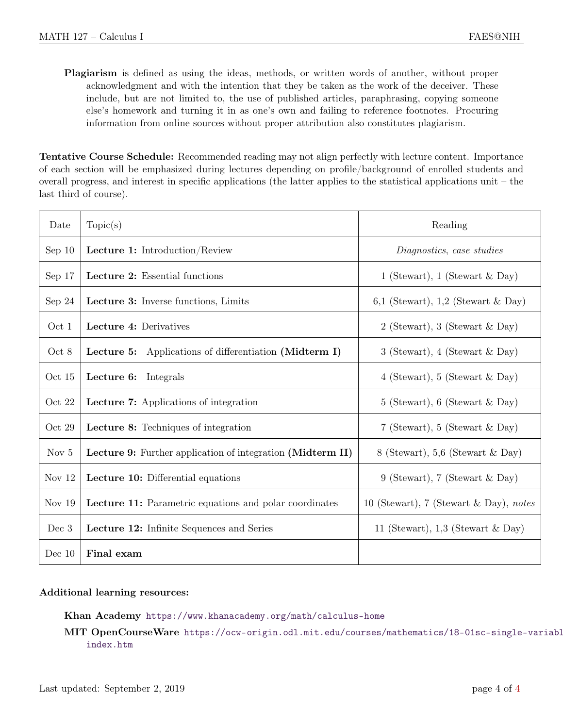**Plagiarism** is defined as using the ideas, methods, or written words of another, without proper acknowledgment and with the intention that they be taken as the work of the deceiver. These include, but are not limited to, the use of published articles, paraphrasing, copying someone else's homework and turning it in as one's own and failing to reference footnotes. Procuring information from online sources without proper attribution also constitutes plagiarism.

**Tentative Course Schedule:** Recommended reading may not align perfectly with lecture content. Importance of each section will be emphasized during lectures depending on profile/background of enrolled students and overall progress, and interest in specific applications (the latter applies to the statistical applications unit – the last third of course).

| Date | Topic(s) | Reading |
|---|---|---|
| Sep 10 | **Lecture 1:** Introduction/Review | *Diagnostics*, *case studies* |
| Sep 17 | **Lecture 2:** Essential functions | 1 (Stewart), 1 (Stewart & Day) |
| Sep 24 | **Lecture 3:** Inverse functions, Limits | 6,1 (Stewart), 1,2 (Stewart & Day) |
| Oct 1 | **Lecture 4:** Derivatives | 2 (Stewart), 3 (Stewart & Day) |
| Oct 8 | **Lecture 5:** Applications of differentiation **(Midterm I)** | 3 (Stewart), 4 (Stewart & Day) |
| Oct 15 | **Lecture 6:** Integrals | 4 (Stewart), 5 (Stewart & Day) |
| Oct 22 | **Lecture 7:** Applications of integration | 5 (Stewart), 6 (Stewart & Day) |
| Oct 29 | **Lecture 8:** Techniques of integration | 7 (Stewart), 5 (Stewart & Day) |
| Nov 5 | **Lecture 9:** Further application of integration **(Midterm II)** | 8 (Stewart), 5,6 (Stewart & Day) |
| Nov 12 | **Lecture 10:** Differential equations | 9 (Stewart), 7 (Stewart & Day) |
| Nov 19 | **Lecture 11:** Parametric equations and polar coordinates | 10 (Stewart), 7 (Stewart & Day), *notes* |
| Dec 3 | **Lecture 12:** Infinite Sequences and Series | 11 (Stewart), 1,3 (Stewart & Day) |
| Dec 10 | **Final exam** | |

**Additional learning resources:**

**Khan Academy** https://www.khanacademy.org/math/calculus-home

**MIT OpenCourseWare** https://ocw-origin.odl.mit.edu/courses/mathematics/18-01sc-single-variabl index.htm

Last updated: September 2, 2019